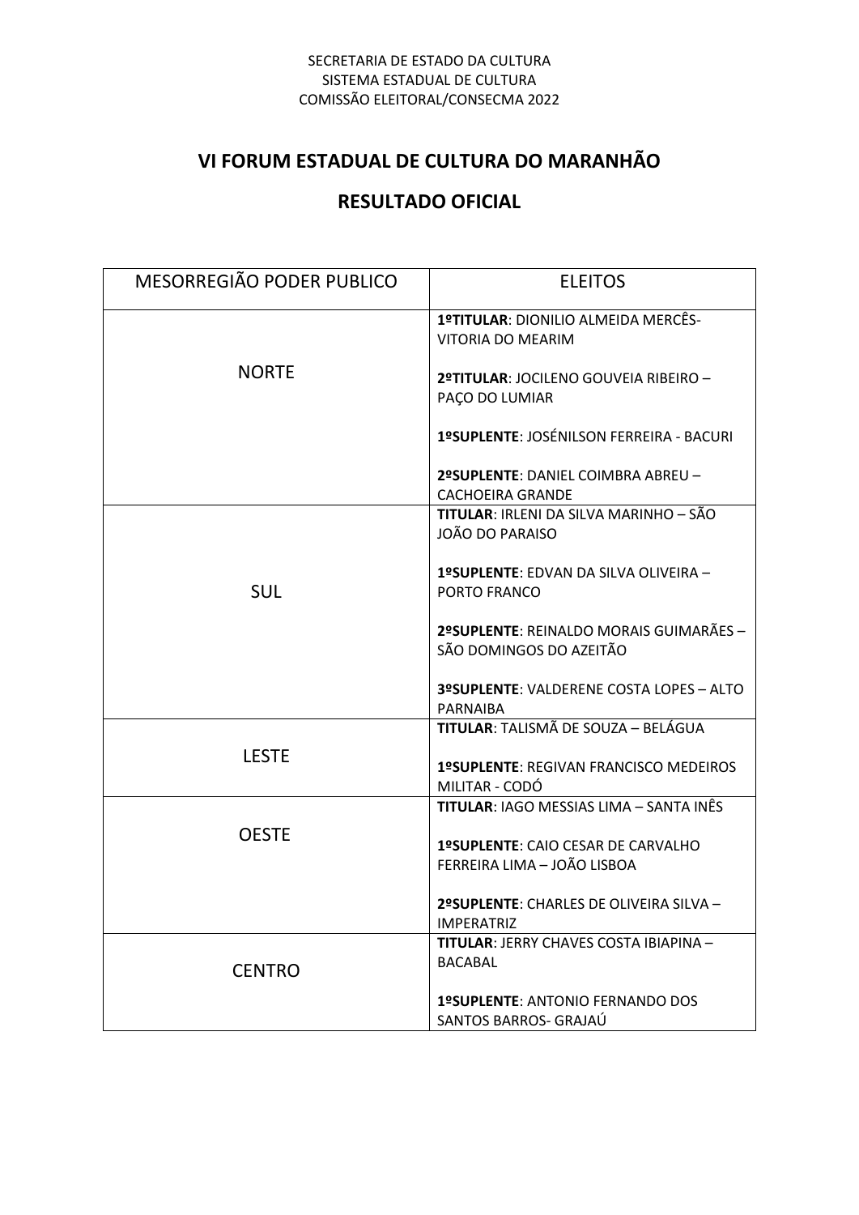SECRETARIA DE ESTADO DA CULTURA
SISTEMA ESTADUAL DE CULTURA
COMISSÃO ELEITORAL/CONSECMA 2022

## VI FORUM ESTADUAL DE CULTURA DO MARANHÃO

## RESULTADO OFICIAL

| MESORREGIÃO PODER PUBLICO | ELEITOS |
| --- | --- |
| NORTE | **1ºTITULAR**: DIONILIO ALMEIDA MERCÊS- VITORIA DO MEARIM<br><br>**2ºTITULAR**: JOCILENO GOUVEIA RIBEIRO – PAÇO DO LUMIAR<br><br>**1ºSUPLENTE**: JOSÉNILSON FERREIRA - BACURI<br><br>**2ºSUPLENTE**: DANIEL COIMBRA ABREU – CACHOEIRA GRANDE |
| SUL | **TITULAR**: IRLENI DA SILVA MARINHO – SÃO JOÃO DO PARAISO<br><br>**1ºSUPLENTE**: EDVAN DA SILVA OLIVEIRA – PORTO FRANCO<br><br>**2ºSUPLENTE**: REINALDO MORAIS GUIMARÃES – SÃO DOMINGOS DO AZEITÃO<br><br>**3ºSUPLENTE**: VALDERENE COSTA LOPES – ALTO PARNAIBA |
| LESTE | **TITULAR**: TALISMÃ DE SOUZA – BELÁGUA<br><br>**1ºSUPLENTE**: REGIVAN FRANCISCO MEDEIROS MILITAR - CODÓ |
| OESTE | **TITULAR**: IAGO MESSIAS LIMA – SANTA INÊS<br><br>**1ºSUPLENTE**: CAIO CESAR DE CARVALHO FERREIRA LIMA – JOÃO LISBOA<br><br>**2ºSUPLENTE**: CHARLES DE OLIVEIRA SILVA – IMPERATRIZ |
| CENTRO | **TITULAR**: JERRY CHAVES COSTA IBIAPINA – BACABAL<br><br>**1ºSUPLENTE**: ANTONIO FERNANDO DOS SANTOS BARROS- GRAJAÚ |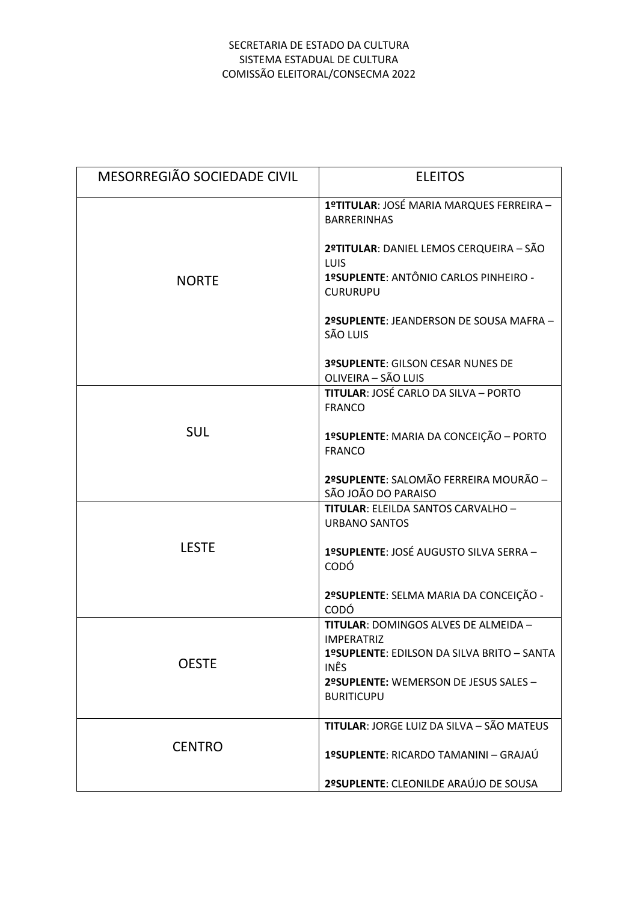SECRETARIA DE ESTADO DA CULTURA
SISTEMA ESTADUAL DE CULTURA
COMISSÃO ELEITORAL/CONSECMA 2022

| MESORREGIÃO SOCIEDADE CIVIL | ELEITOS |
| --- | --- |
| NORTE | **1ºTITULAR**: JOSÉ MARIA MARQUES FERREIRA – BARRERINHAS<br><br>**2ºTITULAR**: DANIEL LEMOS CERQUEIRA – SÃO LUIS<br>**1ºSUPLENTE**: ANTÔNIO CARLOS PINHEIRO - CURURUPU<br><br>**2ºSUPLENTE**: JEANDERSON DE SOUSA MAFRA – SÃO LUIS<br><br>**3ºSUPLENTE**: GILSON CESAR NUNES DE OLIVEIRA – SÃO LUIS |
| SUL | **TITULAR**: JOSÉ CARLO DA SILVA – PORTO FRANCO<br><br>**1ºSUPLENTE**: MARIA DA CONCEIÇÃO – PORTO FRANCO<br><br>**2ºSUPLENTE**: SALOMÃO FERREIRA MOURÃO – SÃO JOÃO DO PARAISO |
| LESTE | **TITULAR**: ELEILDA SANTOS CARVALHO – URBANO SANTOS<br><br>**1ºSUPLENTE**: JOSÉ AUGUSTO SILVA SERRA – CODÓ<br><br>**2ºSUPLENTE**: SELMA MARIA DA CONCEIÇÃO - CODÓ |
| OESTE | **TITULAR**: DOMINGOS ALVES DE ALMEIDA – IMPERATRIZ<br>**1ºSUPLENTE**: EDILSON DA SILVA BRITO – SANTA INÊS<br>**2ºSUPLENTE:** WEMERSON DE JESUS SALES – BURITICUPU |
| CENTRO | **TITULAR**: JORGE LUIZ DA SILVA – SÃO MATEUS<br><br>**1ºSUPLENTE**: RICARDO TAMANINI – GRAJAÚ<br><br>**2ºSUPLENTE**: CLEONILDE ARAÚJO DE SOUSA |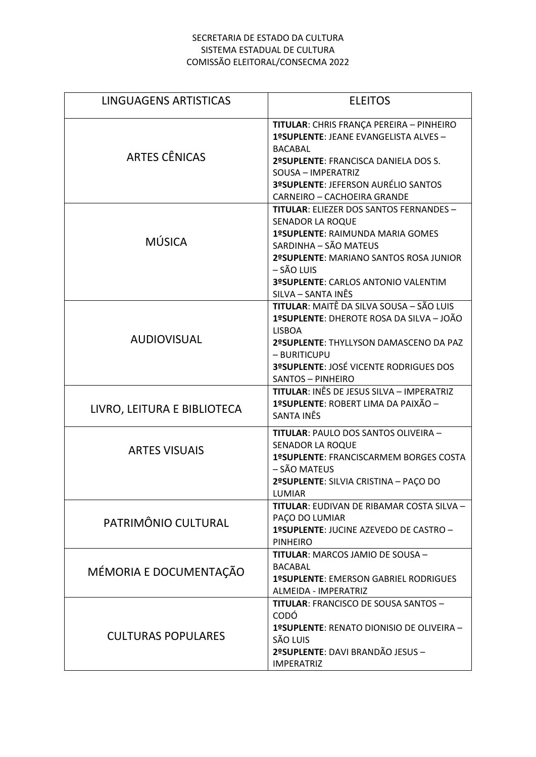SECRETARIA DE ESTADO DA CULTURA
SISTEMA ESTADUAL DE CULTURA
COMISSÃO ELEITORAL/CONSECMA 2022

| LINGUAGENS ARTISTICAS | ELEITOS |
|---|---|
| ARTES CÊNICAS | **TITULAR**: CHRIS FRANÇA PEREIRA – PINHEIRO<br>**1ºSUPLENTE**: JEANE EVANGELISTA ALVES – BACABAL<br>**2ºSUPLENTE**: FRANCISCA DANIELA DOS S. SOUSA – IMPERATRIZ<br>**3ºSUPLENTE**: JEFERSON AURÉLIO SANTOS CARNEIRO – CACHOEIRA GRANDE |
| MÚSICA | **TITULAR**: ELIEZER DOS SANTOS FERNANDES – SENADOR LA ROQUE<br>**1ºSUPLENTE**: RAIMUNDA MARIA GOMES SARDINHA – SÃO MATEUS<br>**2ºSUPLENTE**: MARIANO SANTOS ROSA JUNIOR – SÃO LUIS<br>**3ºSUPLENTE**: CARLOS ANTONIO VALENTIM SILVA – SANTA INÊS |
| AUDIOVISUAL | **TITULAR**: MAITÊ DA SILVA SOUSA – SÃO LUIS<br>**1ºSUPLENTE**: DHEROTE ROSA DA SILVA – JOÃO LISBOA<br>**2ºSUPLENTE**: THYLLYSON DAMASCENO DA PAZ – BURITICUPU<br>**3ºSUPLENTE**: JOSÉ VICENTE RODRIGUES DOS SANTOS – PINHEIRO |
| LIVRO, LEITURA E BIBLIOTECA | **TITULAR**: INÊS DE JESUS SILVA – IMPERATRIZ<br>**1ºSUPLENTE**: ROBERT LIMA DA PAIXÃO – SANTA INÊS |
| ARTES VISUAIS | **TITULAR**: PAULO DOS SANTOS OLIVEIRA – SENADOR LA ROQUE<br>**1ºSUPLENTE**: FRANCISCARMEM BORGES COSTA – SÃO MATEUS<br>**2ºSUPLENTE**: SILVIA CRISTINA – PAÇO DO LUMIAR |
| PATRIMÔNIO CULTURAL | **TITULAR**: EUDIVAN DE RIBAMAR COSTA SILVA – PAÇO DO LUMIAR<br>**1ºSUPLENTE**: JUCINE AZEVEDO DE CASTRO – PINHEIRO |
| MÉMORIA E DOCUMENTAÇÃO | **TITULAR**: MARCOS JAMIO DE SOUSA – BACABAL<br>**1ºSUPLENTE**: EMERSON GABRIEL RODRIGUES ALMEIDA - IMPERATRIZ |
| CULTURAS POPULARES | **TITULAR**: FRANCISCO DE SOUSA SANTOS – CODÓ<br>**1ºSUPLENTE**: RENATO DIONISIO DE OLIVEIRA – SÃO LUIS<br>**2ºSUPLENTE**: DAVI BRANDÃO JESUS – IMPERATRIZ |